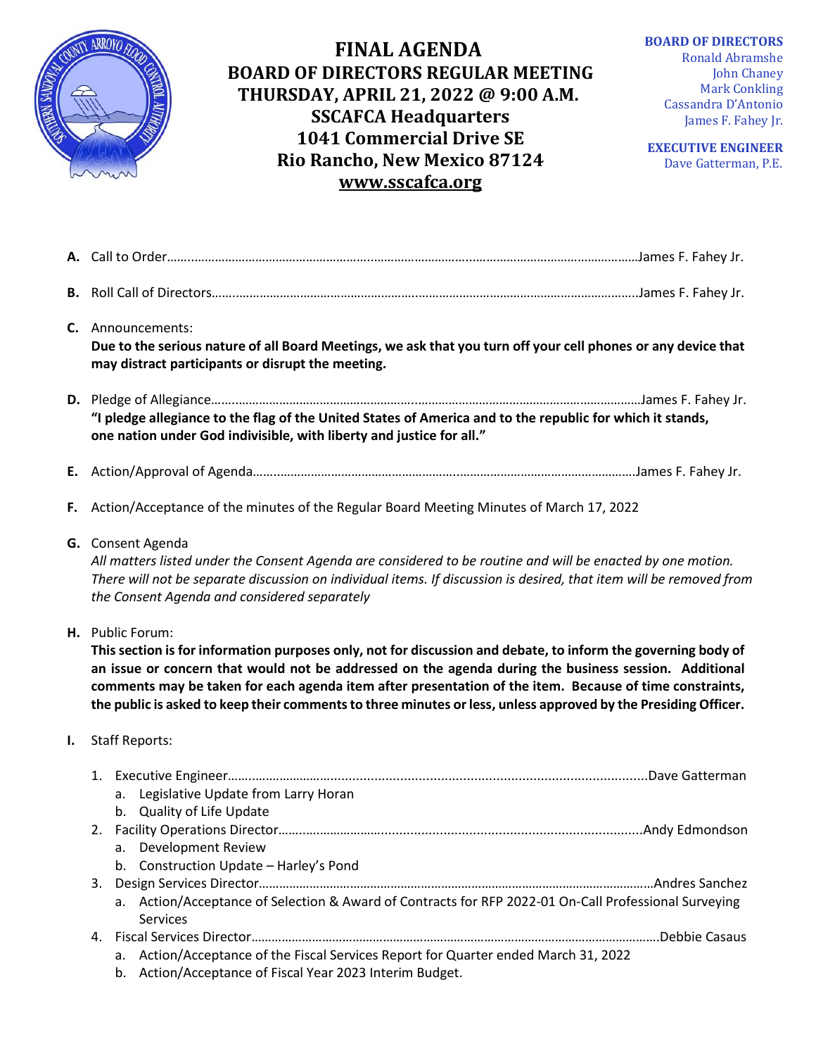# FINAL AGENDA

## BOARD OF DIRECTORS REGULAR MEETING
## THURSDAY, APRIL 21, 2022 @ 9:00 A.M.
## SSCAFCA Headquarters
## 1041 Commercial Drive SE
## Rio Rancho, New Mexico 87124
## www.sscafca.org

**BOARD OF DIRECTORS**
Ronald Abramshe
John Chaney
Mark Conkling
Cassandra D'Antonio
James F. Fahey Jr.

**EXECUTIVE ENGINEER**
Dave Gatterman, P.E.

**A.** Call to Order……………………………………………………………………………………………James F. Fahey Jr.

**B.** Roll Call of Directors……………………………………………………………………………………James F. Fahey Jr.

**C.** Announcements:
**Due to the serious nature of all Board Meetings, we ask that you turn off your cell phones or any device that may distract participants or disrupt the meeting.**

**D.** Pledge of Allegiance…………………………………………………………………………………James F. Fahey Jr.
**"I pledge allegiance to the flag of the United States of America and to the republic for which it stands, one nation under God indivisible, with liberty and justice for all."**

**E.** Action/Approval of Agenda………………………………………………………………………James F. Fahey Jr.

**F.** Action/Acceptance of the minutes of the Regular Board Meeting Minutes of March 17, 2022

**G.** Consent Agenda
*All matters listed under the Consent Agenda are considered to be routine and will be enacted by one motion. There will not be separate discussion on individual items. If discussion is desired, that item will be removed from the Consent Agenda and considered separately*

**H.** Public Forum:
**This section is for information purposes only, not for discussion and debate, to inform the governing body of an issue or concern that would not be addressed on the agenda during the business session. Additional comments may be taken for each agenda item after presentation of the item. Because of time constraints, the public is asked to keep their comments to three minutes or less, unless approved by the Presiding Officer.**

**I.** Staff Reports:

1. Executive Engineer…………………………………………………………………………………Dave Gatterman
   a. Legislative Update from Larry Horan
   b. Quality of Life Update
2. Facility Operations Director……………………………………………………………………Andy Edmondson
   a. Development Review
   b. Construction Update – Harley's Pond
3. Design Services Director…………………………………………………………………………Andres Sanchez
   a. Action/Acceptance of Selection & Award of Contracts for RFP 2022-01 On-Call Professional Surveying Services
4. Fiscal Services Director……………………………………………………………………………Debbie Casaus
   a. Action/Acceptance of the Fiscal Services Report for Quarter ended March 31, 2022
   b. Action/Acceptance of Fiscal Year 2023 Interim Budget.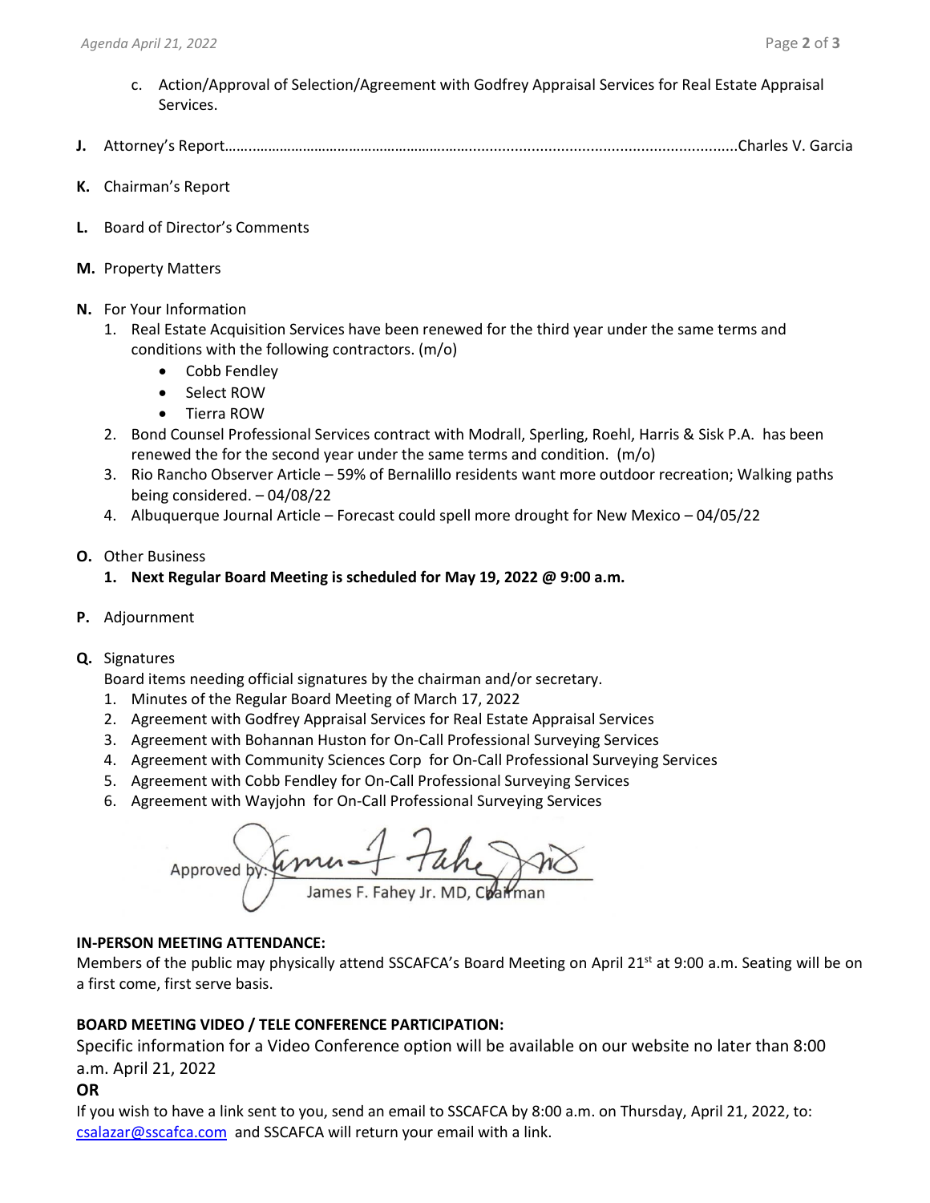c. Action/Approval of Selection/Agreement with Godfrey Appraisal Services for Real Estate Appraisal Services.

**J.** Attorney's Report……………………………………………………………………………………………………Charles V. Garcia

**K.** Chairman's Report

**L.** Board of Director's Comments

**M.** Property Matters

**N.** For Your Information

1. Real Estate Acquisition Services have been renewed for the third year under the same terms and conditions with the following contractors. (m/o)
   - Cobb Fendley
   - Select ROW
   - Tierra ROW
2. Bond Counsel Professional Services contract with Modrall, Sperling, Roehl, Harris & Sisk P.A. has been renewed the for the second year under the same terms and condition. (m/o)
3. Rio Rancho Observer Article – 59% of Bernalillo residents want more outdoor recreation; Walking paths being considered. – 04/08/22
4. Albuquerque Journal Article – Forecast could spell more drought for New Mexico – 04/05/22

**O.** Other Business

1. **Next Regular Board Meeting is scheduled for May 19, 2022 @ 9:00 a.m.**

**P.** Adjournment

**Q.** Signatures

Board items needing official signatures by the chairman and/or secretary.

1. Minutes of the Regular Board Meeting of March 17, 2022
2. Agreement with Godfrey Appraisal Services for Real Estate Appraisal Services
3. Agreement with Bohannan Huston for On-Call Professional Surveying Services
4. Agreement with Community Sciences Corp for On-Call Professional Surveying Services
5. Agreement with Cobb Fendley for On-Call Professional Surveying Services
6. Agreement with Wayjohn for On-Call Professional Surveying Services

Approved by: James F. Fahey Jr. MD, Chairman

**IN-PERSON MEETING ATTENDANCE:**

Members of the public may physically attend SSCAFCA's Board Meeting on April 21st at 9:00 a.m. Seating will be on a first come, first serve basis.

**BOARD MEETING VIDEO / TELE CONFERENCE PARTICIPATION:**

Specific information for a Video Conference option will be available on our website no later than 8:00 a.m. April 21, 2022

**OR**

If you wish to have a link sent to you, send an email to SSCAFCA by 8:00 a.m. on Thursday, April 21, 2022, to: csalazar@sscafca.com and SSCAFCA will return your email with a link.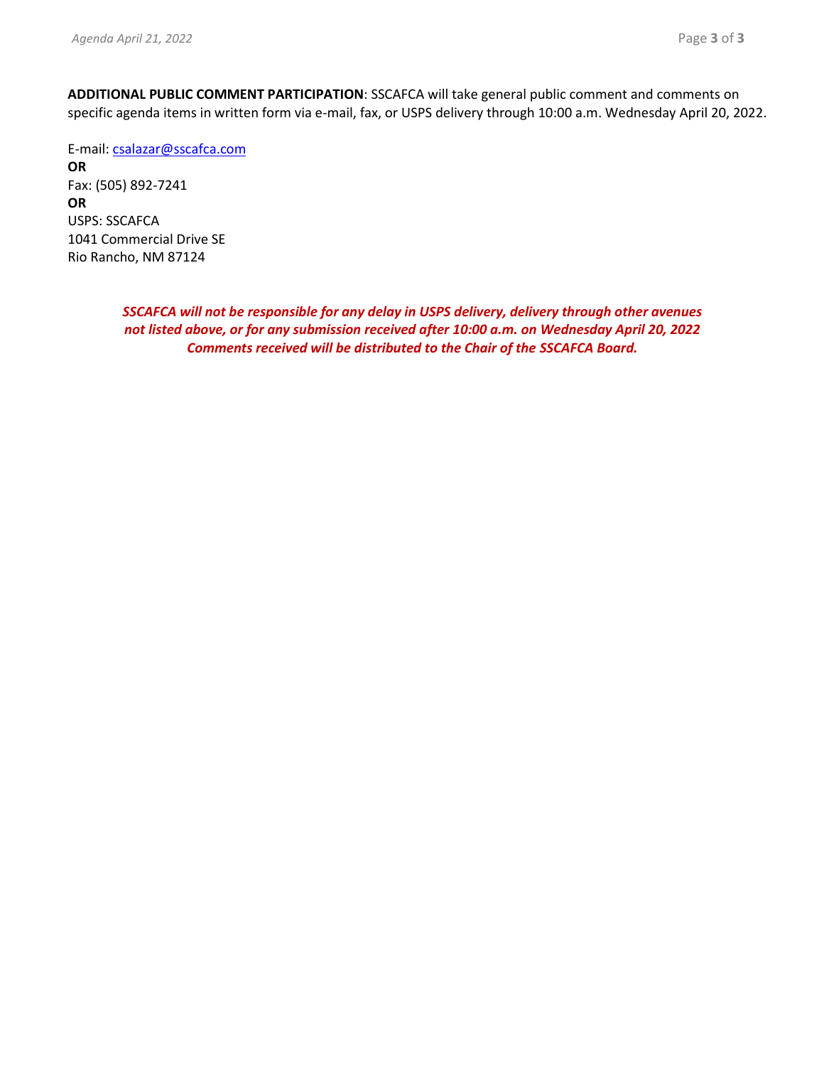**ADDITIONAL PUBLIC COMMENT PARTICIPATION**: SSCAFCA will take general public comment and comments on specific agenda items in written form via e-mail, fax, or USPS delivery through 10:00 a.m. Wednesday April 20, 2022.

E-mail: csalazar@sscafca.com
**OR**
Fax: (505) 892-7241
**OR**
USPS: SSCAFCA
1041 Commercial Drive SE
Rio Rancho, NM 87124

***SSCAFCA will not be responsible for any delay in USPS delivery, delivery through other avenues not listed above, or for any submission received after 10:00 a.m. on Wednesday April 20, 2022 Comments received will be distributed to the Chair of the SSCAFCA Board.***